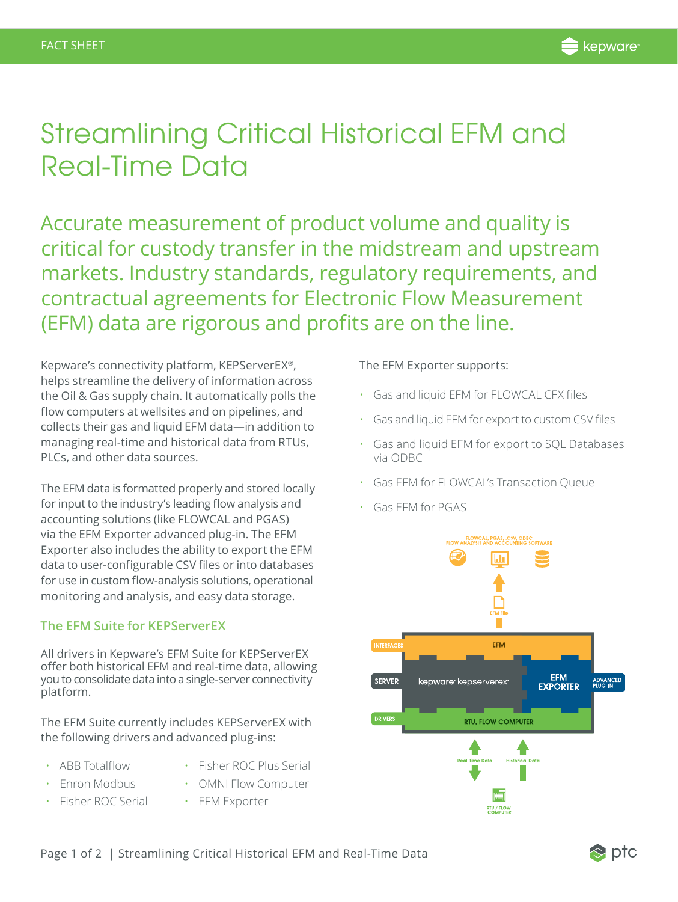FACT SHEET

# Streamlining Critical Historical EFM and Real-Time Data

## Accurate measurement of product volume and quality is critical for custody transfer in the midstream and upstream markets. Industry standards, regulatory requirements, and contractual agreements for Electronic Flow Measurement (EFM) data are rigorous and profits are on the line.

Kepware's connectivity platform, KEPServerEX®, helps streamline the delivery of information across the Oil & Gas supply chain. It automatically polls the flow computers at wellsites and on pipelines, and collects their gas and liquid EFM data—in addition to managing real-time and historical data from RTUs, PLCs, and other data sources.

The EFM data is formatted properly and stored locally for input to the industry's leading flow analysis and accounting solutions (like FLOWCAL and PGAS) via the EFM Exporter advanced plug-in. The EFM Exporter also includes the ability to export the EFM data to user-configurable CSV files or into databases for use in custom flow-analysis solutions, operational monitoring and analysis, and easy data storage.

### The EFM Suite for KEPServerEX

All drivers in Kepware's EFM Suite for KEPServerEX offer both historical EFM and real-time data, allowing you to consolidate data into a single-server connectivity platform.

The EFM Suite currently includes KEPServerEX with the following drivers and advanced plug-ins:

- ABB Totalflow
- Enron Modbus
- Fisher ROC Serial
- Fisher ROC Plus Serial
- OMNI Flow Computer
- EFM Exporter

The EFM Exporter supports:

- Gas and liquid EFM for FLOWCAL CFX files
- Gas and liquid EFM for export to custom CSV files
- Gas and liquid EFM for export to SQL Databases via ODBC
- Gas EFM for FLOWCAL's Transaction Queue
- Gas EFM for PGAS

FLOWCAL, PGAS, .CSV, ODBC FLOW ANALYSIS AND ACCOUNTING SOFTWARE

EFM File

INTERFACES | EFM

SERVER | kepware kepserverex | EFM EXPORTER | ADVANCED PLUG-IN

DRIVERS | RTU, FLOW COMPUTER

Real-Time Data | Historical Data

RTU / FLOW COMPUTER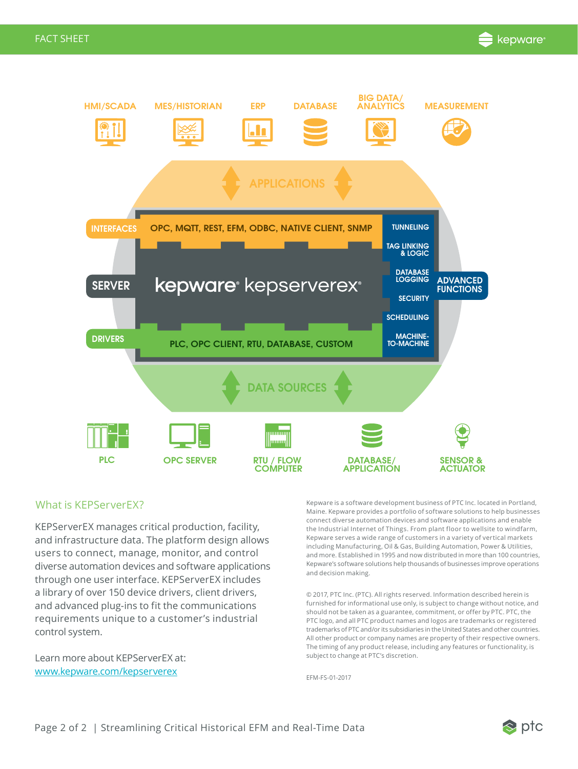HMI/SCADA

MES/HISTORIAN

ERP

DATABASE

BIG DATA/ ANALYTICS

MEASUREMENT

APPLICATIONS

INTERFACES

OPC, MQTT, REST, EFM, ODBC, NATIVE CLIENT, SNMP

SERVER

kepware kepserverex

DRIVERS

PLC, OPC CLIENT, RTU, DATABASE, CUSTOM

TUNNELING

TAG LINKING & LOGIC

DATABASE LOGGING

SECURITY

SCHEDULING

MACHINE-TO-MACHINE

ADVANCED FUNCTIONS

DATA SOURCES

PLC

OPC SERVER

RTU / FLOW COMPUTER

DATABASE/ APPLICATION

SENSOR & ACTUATOR

## What is KEPServerEX?

KEPServerEX manages critical production, facility, and infrastructure data. The platform design allows users to connect, manage, monitor, and control diverse automation devices and software applications through one user interface. KEPServerEX includes a library of over 150 device drivers, client drivers, and advanced plug-ins to fit the communications requirements unique to a customer's industrial control system.

Learn more about KEPServerEX at:
[www.kepware.com/kepserverex](http://www.kepware.com/kepserverex)

Kepware is a software development business of PTC Inc. located in Portland, Maine. Kepware provides a portfolio of software solutions to help businesses connect diverse automation devices and software applications and enable the Industrial Internet of Things. From plant floor to wellsite to windfarm, Kepware serves a wide range of customers in a variety of vertical markets including Manufacturing, Oil & Gas, Building Automation, Power & Utilities, and more. Established in 1995 and now distributed in more than 100 countries, Kepware's software solutions help thousands of businesses improve operations and decision making.

© 2017, PTC Inc. (PTC). All rights reserved. Information described herein is furnished for informational use only, is subject to change without notice, and should not be taken as a guarantee, commitment, or offer by PTC. PTC, the PTC logo, and all PTC product names and logos are trademarks or registered trademarks of PTC and/or its subsidiaries in the United States and other countries. All other product or company names are property of their respective owners. The timing of any product release, including any features or functionality, is subject to change at PTC's discretion.

EFM-FS-01-2017